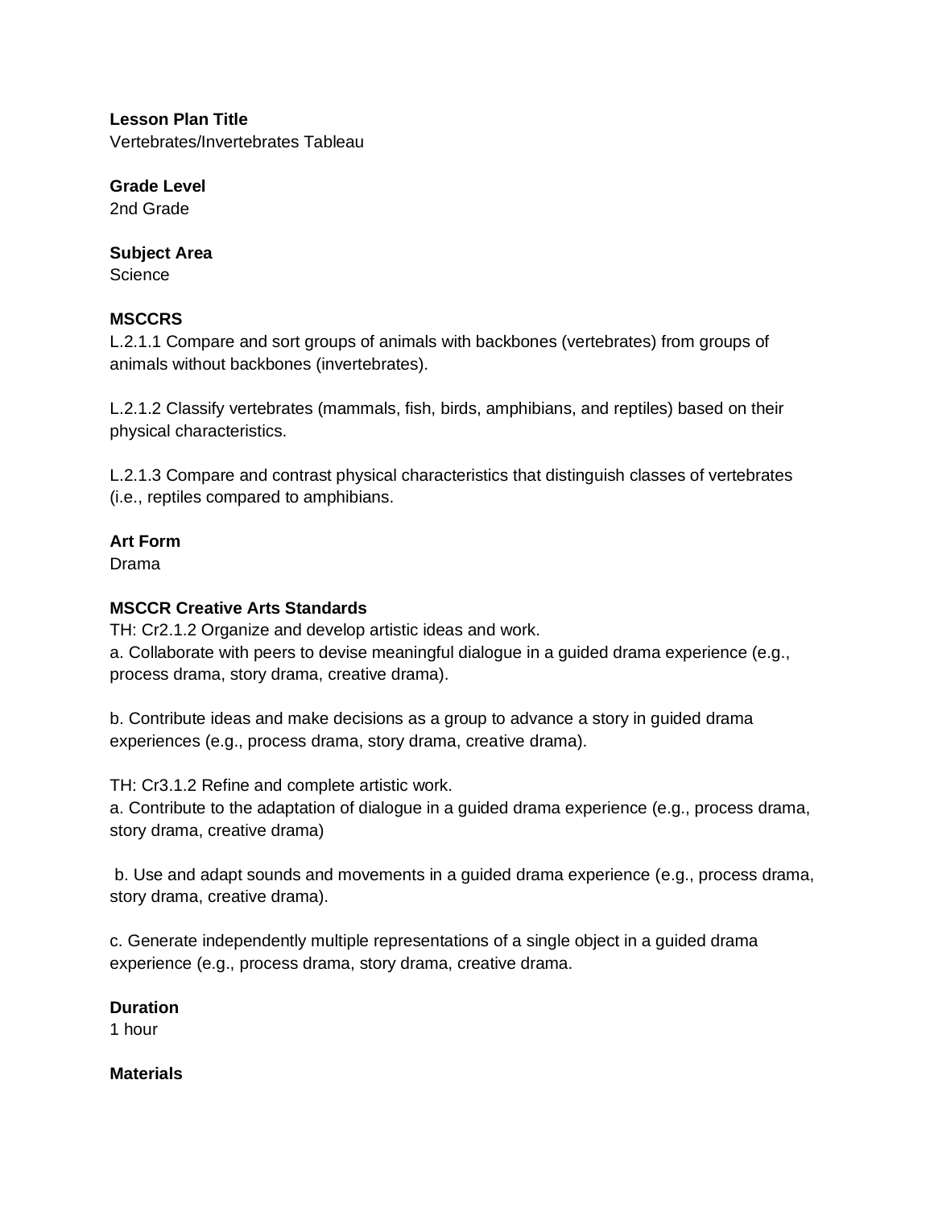**Lesson Plan Title**
Vertebrates/Invertebrates Tableau

**Grade Level**
2nd Grade

**Subject Area**
Science

**MSCCRS**
L.2.1.1 Compare and sort groups of animals with backbones (vertebrates) from groups of animals without backbones (invertebrates).

L.2.1.2 Classify vertebrates (mammals, fish, birds, amphibians, and reptiles) based on their physical characteristics.

L.2.1.3 Compare and contrast physical characteristics that distinguish classes of vertebrates (i.e., reptiles compared to amphibians.

**Art Form**
Drama

**MSCCR Creative Arts Standards**
TH: Cr2.1.2 Organize and develop artistic ideas and work.
a. Collaborate with peers to devise meaningful dialogue in a guided drama experience (e.g., process drama, story drama, creative drama).

b. Contribute ideas and make decisions as a group to advance a story in guided drama experiences (e.g., process drama, story drama, creative drama).

TH: Cr3.1.2 Refine and complete artistic work.
a. Contribute to the adaptation of dialogue in a guided drama experience (e.g., process drama, story drama, creative drama)

b. Use and adapt sounds and movements in a guided drama experience (e.g., process drama, story drama, creative drama).

c. Generate independently multiple representations of a single object in a guided drama experience (e.g., process drama, story drama, creative drama.

**Duration**
1 hour

**Materials**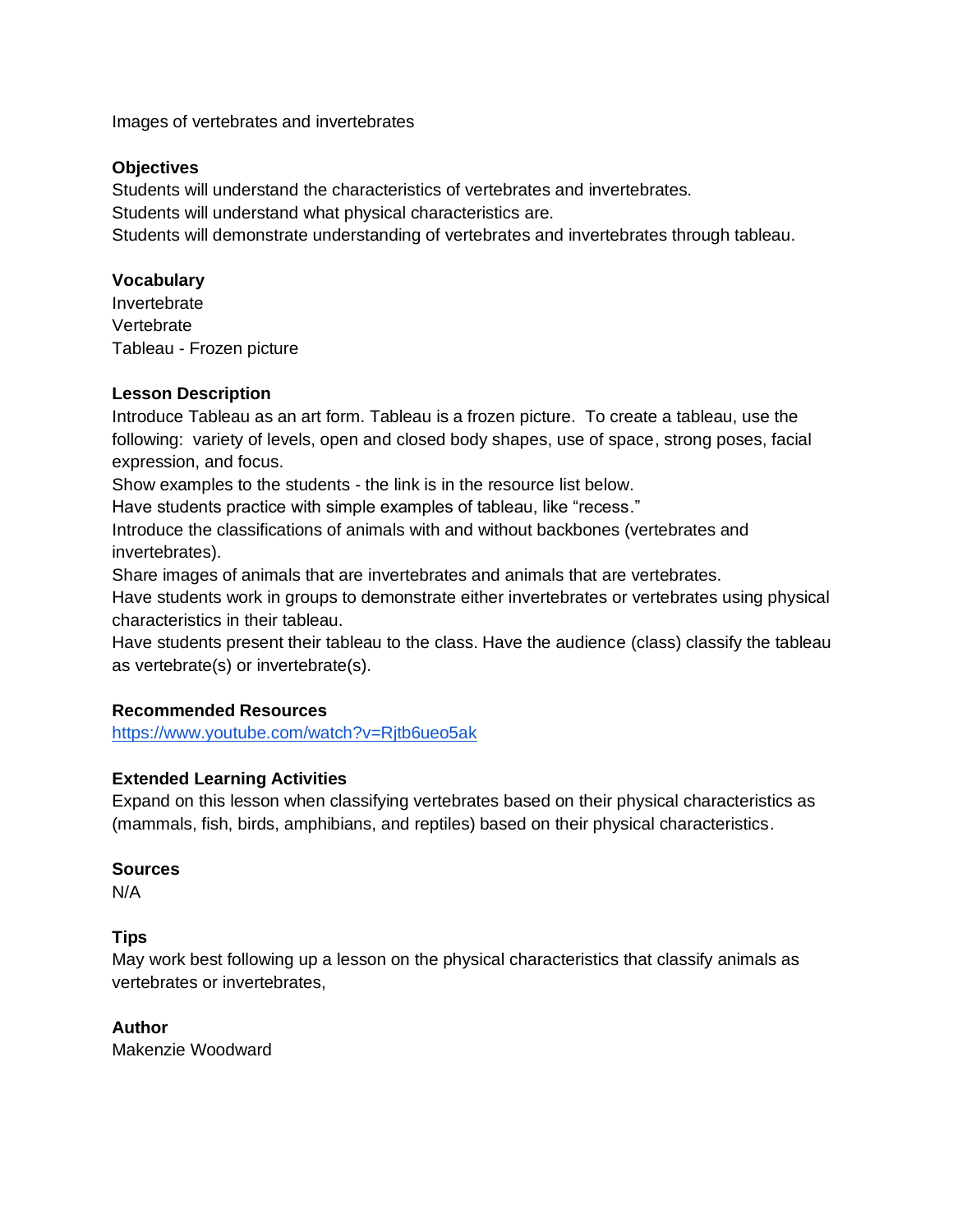Images of vertebrates and invertebrates

**Objectives**
Students will understand the characteristics of vertebrates and invertebrates.
Students will understand what physical characteristics are.
Students will demonstrate understanding of vertebrates and invertebrates through tableau.

**Vocabulary**
Invertebrate
Vertebrate
Tableau - Frozen picture

**Lesson Description**
Introduce Tableau as an art form. Tableau is a frozen picture. To create a tableau, use the following: variety of levels, open and closed body shapes, use of space, strong poses, facial expression, and focus.
Show examples to the students - the link is in the resource list below.
Have students practice with simple examples of tableau, like "recess."
Introduce the classifications of animals with and without backbones (vertebrates and invertebrates).
Share images of animals that are invertebrates and animals that are vertebrates.
Have students work in groups to demonstrate either invertebrates or vertebrates using physical characteristics in their tableau.
Have students present their tableau to the class. Have the audience (class) classify the tableau as vertebrate(s) or invertebrate(s).

**Recommended Resources**
https://www.youtube.com/watch?v=Rjtb6ueo5ak

**Extended Learning Activities**
Expand on this lesson when classifying vertebrates based on their physical characteristics as (mammals, fish, birds, amphibians, and reptiles) based on their physical characteristics.

**Sources**
N/A

**Tips**
May work best following up a lesson on the physical characteristics that classify animals as vertebrates or invertebrates,

**Author**
Makenzie Woodward